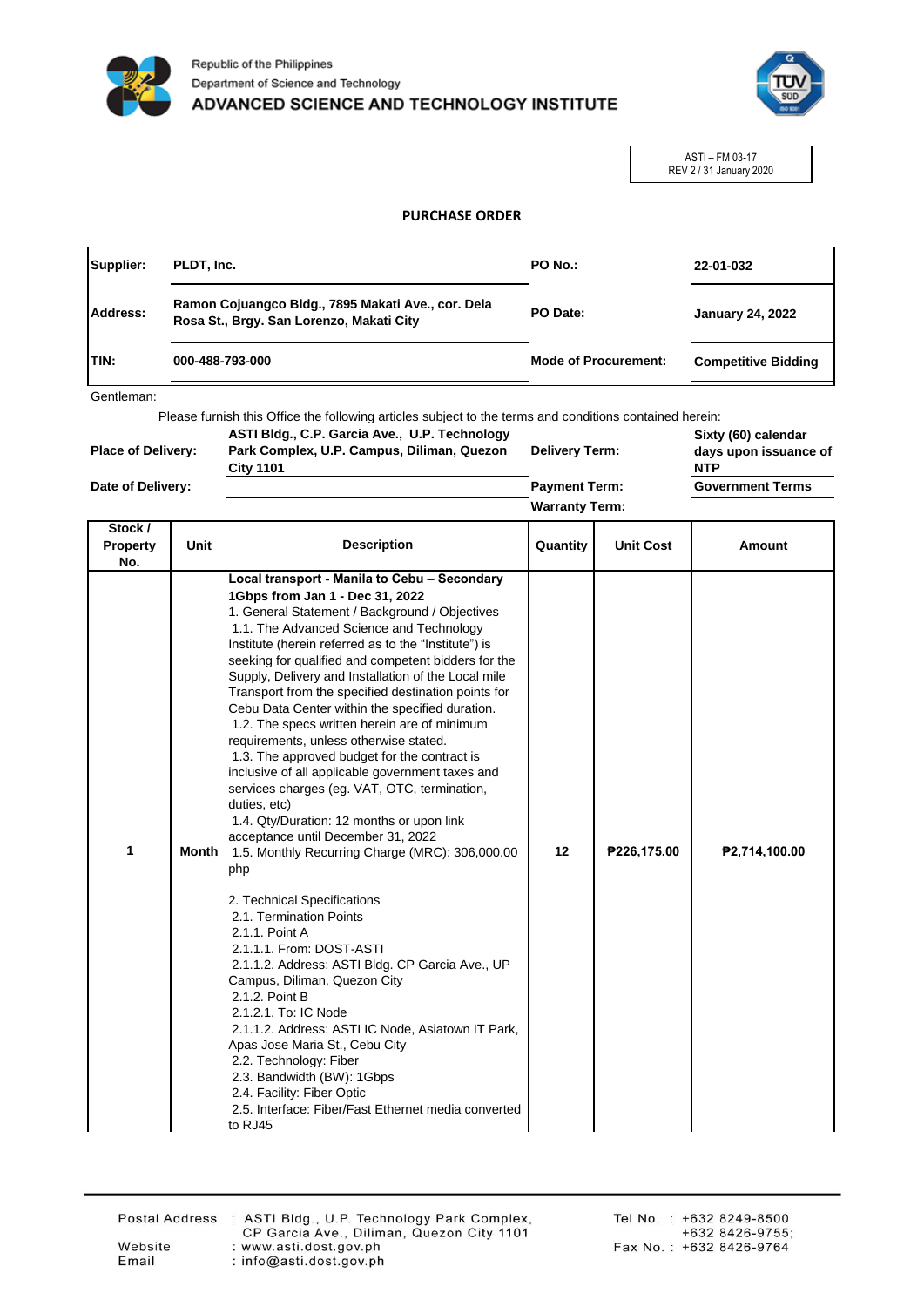Republic of the Philippines
Department of Science and Technology
**ADVANCED SCIENCE AND TECHNOLOGY INSTITUTE**

ASTI – FM 03-17
REV 2 / 31 January 2020

## PURCHASE ORDER

| | | | |
|---|---|---|---|
| **Supplier:** | **PLDT, Inc.** | **PO No.:** | **22-01-032** |
| **Address:** | **Ramon Cojuangco Bldg., 7895 Makati Ave., cor. Dela Rosa St., Brgy. San Lorenzo, Makati City** | **PO Date:** | **January 24, 2022** |
| **TIN:** | **000-488-793-000** | **Mode of Procurement:** | **Competitive Bidding** |

Gentleman:

Please furnish this Office the following articles subject to the terms and conditions contained herein:

| | | | |
|---|---|---|---|
| **Place of Delivery:** | **ASTI Bldg., C.P. Garcia Ave., U.P. Technology Park Complex, U.P. Campus, Diliman, Quezon City 1101** | **Delivery Term:** | **Sixty (60) calendar days upon issuance of NTP** |
| **Date of Delivery:** | | **Payment Term:** | **Government Terms** |
| | | **Warranty Term:** | |

| Stock / Property No. | Unit | Description | Quantity | Unit Cost | Amount |
|---|---|---|---|---|---|
| 1 | Month | **Local transport - Manila to Cebu – Secondary 1Gbps from Jan 1 - Dec 31, 2022**<br>1. General Statement / Background / Objectives<br>1.1. The Advanced Science and Technology Institute (herein referred as to the "Institute") is seeking for qualified and competent bidders for the Supply, Delivery and Installation of the Local mile Transport from the specified destination points for Cebu Data Center within the specified duration.<br>1.2. The specs written herein are of minimum requirements, unless otherwise stated.<br>1.3. The approved budget for the contract is inclusive of all applicable government taxes and services charges (eg. VAT, OTC, termination, duties, etc)<br>1.4. Qty/Duration: 12 months or upon link acceptance until December 31, 2022<br>1.5. Monthly Recurring Charge (MRC): 306,000.00 php<br><br>2. Technical Specifications<br>2.1. Termination Points<br>2.1.1. Point A<br>2.1.1.1. From: DOST-ASTI<br>2.1.1.2. Address: ASTI Bldg. CP Garcia Ave., UP Campus, Diliman, Quezon City<br>2.1.2. Point B<br>2.1.2.1. To: IC Node<br>2.1.1.2. Address: ASTI IC Node, Asiatown IT Park, Apas Jose Maria St., Cebu City<br>2.2. Technology: Fiber<br>2.3. Bandwidth (BW): 1Gbps<br>2.4. Facility: Fiber Optic<br>2.5. Interface: Fiber/Fast Ethernet media converted to RJ45 | 12 | ₱226,175.00 | ₱2,714,100.00 |

Postal Address : ASTI Bldg., U.P. Technology Park Complex, CP Garcia Ave., Diliman, Quezon City 1101
Website : www.asti.dost.gov.ph
Email : info@asti.dost.gov.ph
Tel No. : +632 8249-8500 +632 8426-9755;
Fax No. : +632 8426-9764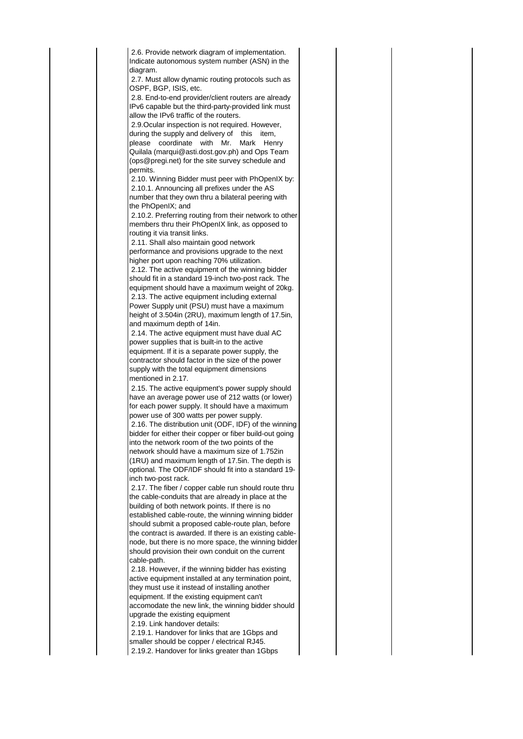| | | | | | |
|---|---|---|---|---|---|
| | | 2.6. Provide network diagram of implementation. Indicate autonomous system number (ASN) in the diagram.<br>2.7. Must allow dynamic routing protocols such as OSPF, BGP, ISIS, etc.<br>2.8. End-to-end provider/client routers are already IPv6 capable but the third-party-provided link must allow the IPv6 traffic of the routers.<br>2.9.Ocular inspection is not required. However, during the supply and delivery of this item, please coordinate with Mr. Mark Henry Quilala (marqui@asti.dost.gov.ph) and Ops Team (ops@pregi.net) for the site survey schedule and permits.<br>2.10. Winning Bidder must peer with PhOpenIX by:<br>2.10.1. Announcing all prefixes under the AS number that they own thru a bilateral peering with the PhOpenIX; and<br>2.10.2. Preferring routing from their network to other members thru their PhOpenIX link, as opposed to routing it via transit links.<br>2.11. Shall also maintain good network performance and provisions upgrade to the next higher port upon reaching 70% utilization.<br>2.12. The active equipment of the winning bidder should fit in a standard 19-inch two-post rack. The equipment should have a maximum weight of 20kg.<br>2.13. The active equipment including external Power Supply unit (PSU) must have a maximum height of 3.504in (2RU), maximum length of 17.5in, and maximum depth of 14in.<br>2.14. The active equipment must have dual AC power supplies that is built-in to the active equipment. If it is a separate power supply, the contractor should factor in the size of the power supply with the total equipment dimensions mentioned in 2.17.<br>2.15. The active equipment's power supply should have an average power use of 212 watts (or lower) for each power supply. It should have a maximum power use of 300 watts per power supply.<br>2.16. The distribution unit (ODF, IDF) of the winning bidder for either their copper or fiber build-out going into the network room of the two points of the network should have a maximum size of 1.752in (1RU) and maximum length of 17.5in. The depth is optional. The ODF/IDF should fit into a standard 19-inch two-post rack.<br>2.17. The fiber / copper cable run should route thru the cable-conduits that are already in place at the building of both network points. If there is no established cable-route, the winning winning bidder should submit a proposed cable-route plan, before the contract is awarded. If there is an existing cable-node, but there is no more space, the winning bidder should provision their own conduit on the current cable-path.<br>2.18. However, if the winning bidder has existing active equipment installed at any termination point, they must use it instead of installing another equipment. If the existing equipment can't accomodate the new link, the winning bidder should upgrade the existing equipment<br>2.19. Link handover details:<br>2.19.1. Handover for links that are 1Gbps and smaller should be copper / electrical RJ45.<br>2.19.2. Handover for links greater than 1Gbps | | | |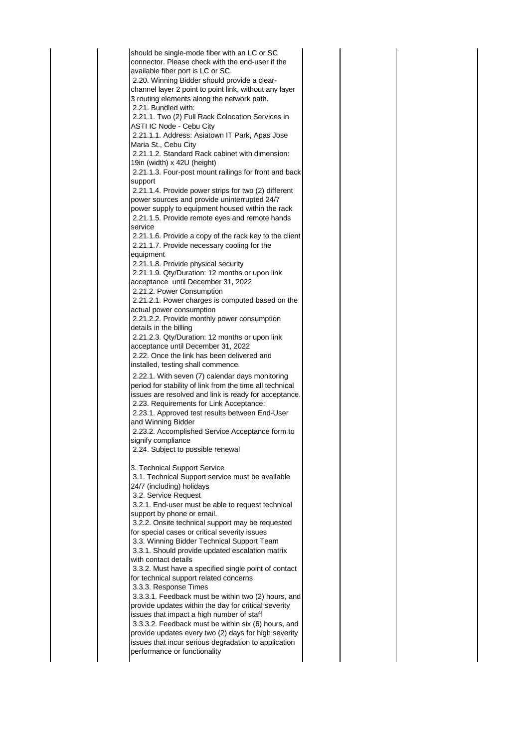| | | | | | |
|---|---|---|---|---|---|
| | | should be single-mode fiber with an LC or SC connector. Please check with the end-user if the available fiber port is LC or SC.<br>2.20. Winning Bidder should provide a clear-channel layer 2 point to point link, without any layer 3 routing elements along the network path.<br>2.21. Bundled with:<br>2.21.1. Two (2) Full Rack Colocation Services in ASTI IC Node - Cebu City<br>2.21.1.1. Address: Asiatown IT Park, Apas Jose Maria St., Cebu City<br>2.21.1.2. Standard Rack cabinet with dimension: 19in (width) x 42U (height)<br>2.21.1.3. Four-post mount railings for front and back support<br>2.21.1.4. Provide power strips for two (2) different power sources and provide uninterrupted 24/7 power supply to equipment housed within the rack<br>2.21.1.5. Provide remote eyes and remote hands service<br>2.21.1.6. Provide a copy of the rack key to the client<br>2.21.1.7. Provide necessary cooling for the equipment<br>2.21.1.8. Provide physical security<br>2.21.1.9. Qty/Duration: 12 months or upon link acceptance until December 31, 2022<br>2.21.2. Power Consumption<br>2.21.2.1. Power charges is computed based on the actual power consumption<br>2.21.2.2. Provide monthly power consumption details in the billing<br>2.21.2.3. Qty/Duration: 12 months or upon link acceptance until December 31, 2022<br>2.22. Once the link has been delivered and installed, testing shall commence.<br>2.22.1. With seven (7) calendar days monitoring period for stability of link from the time all technical issues are resolved and link is ready for acceptance.<br>2.23. Requirements for Link Acceptance:<br>2.23.1. Approved test results between End-User and Winning Bidder<br>2.23.2. Accomplished Service Acceptance form to signify compliance<br>2.24. Subject to possible renewal<br><br>3. Technical Support Service<br>3.1. Technical Support service must be available 24/7 (including) holidays<br>3.2. Service Request<br>3.2.1. End-user must be able to request technical support by phone or email.<br>3.2.2. Onsite technical support may be requested for special cases or critical severity issues<br>3.3. Winning Bidder Technical Support Team<br>3.3.1. Should provide updated escalation matrix with contact details<br>3.3.2. Must have a specified single point of contact for technical support related concerns<br>3.3.3. Response Times<br>3.3.3.1. Feedback must be within two (2) hours, and provide updates within the day for critical severity issues that impact a high number of staff<br>3.3.3.2. Feedback must be within six (6) hours, and provide updates every two (2) days for high severity issues that incur serious degradation to application performance or functionality | | | |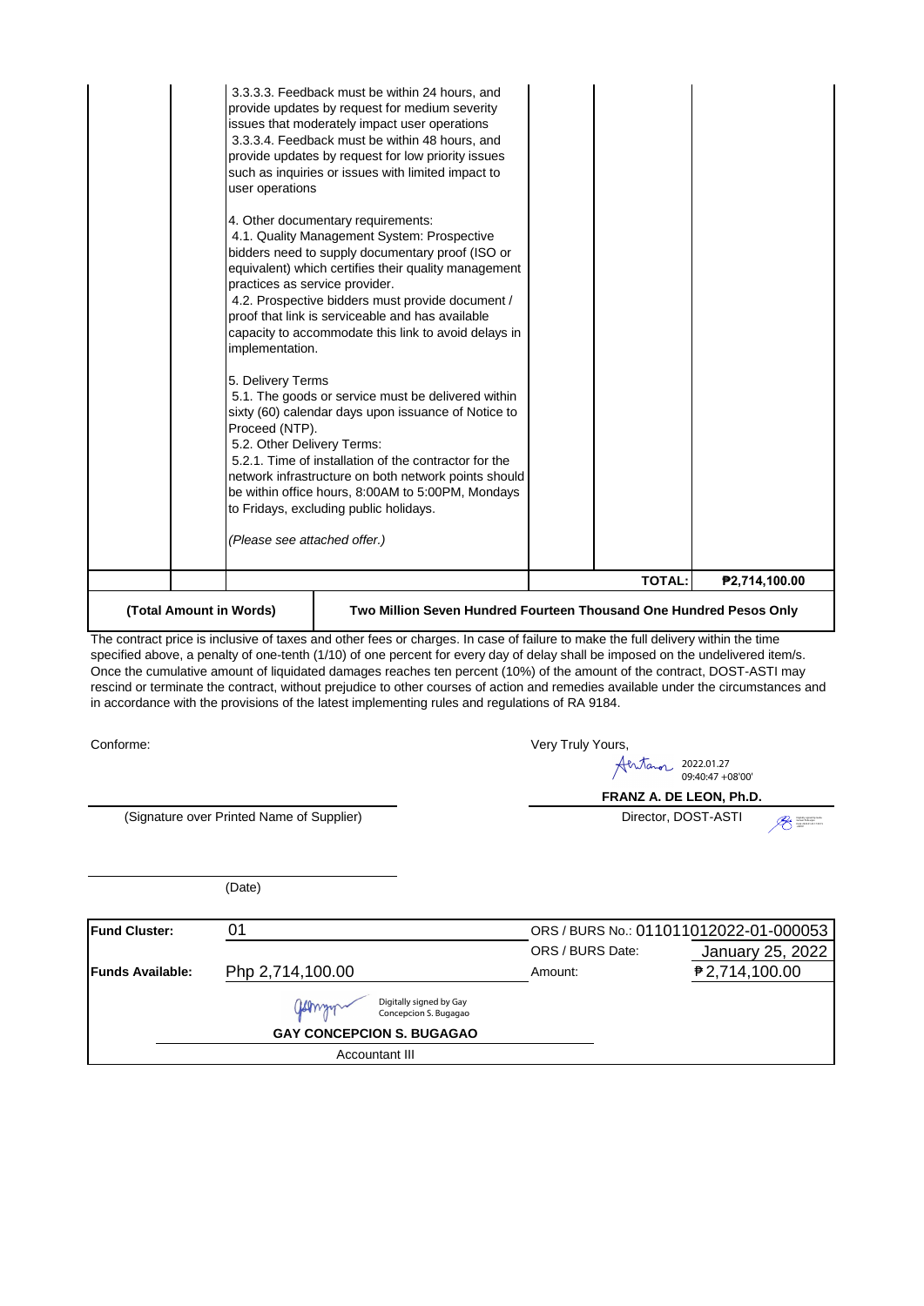| | | | | |
|---|---|---|---|---|
| | | 3.3.3.3. Feedback must be within 24 hours, and provide updates by request for medium severity issues that moderately impact user operations<br>3.3.3.4. Feedback must be within 48 hours, and provide updates by request for low priority issues such as inquiries or issues with limited impact to user operations<br><br>4. Other documentary requirements:<br>4.1. Quality Management System: Prospective bidders need to supply documentary proof (ISO or equivalent) which certifies their quality management practices as service provider.<br>4.2. Prospective bidders must provide document / proof that link is serviceable and has available capacity to accommodate this link to avoid delays in implementation.<br><br>5. Delivery Terms<br>5.1. The goods or service must be delivered within sixty (60) calendar days upon issuance of Notice to Proceed (NTP).<br>5.2. Other Delivery Terms:<br>5.2.1. Time of installation of the contractor for the network infrastructure on both network points should be within office hours, 8:00AM to 5:00PM, Mondays to Fridays, excluding public holidays.<br><br>*(Please see attached offer.)* | | |
| | | | **TOTAL:** | **₱2,714,100.00** |
| **(Total Amount in Words)** | | **Two Million Seven Hundred Fourteen Thousand One Hundred Pesos Only** | | |

The contract price is inclusive of taxes and other fees or charges. In case of failure to make the full delivery within the time specified above, a penalty of one-tenth (1/10) of one percent for every day of delay shall be imposed on the undelivered item/s. Once the cumulative amount of liquidated damages reaches ten percent (10%) of the amount of the contract, DOST-ASTI may rescind or terminate the contract, without prejudice to other courses of action and remedies available under the circumstances and in accordance with the provisions of the latest implementing rules and regulations of RA 9184.

Conforme:

\_\_\_\_\_\_\_\_\_\_\_\_\_\_\_\_\_\_\_\_\_\_\_\_\_\_\_\_\_\_

(Signature over Printed Name of Supplier)

\_\_\_\_\_\_\_\_\_\_\_\_\_\_\_\_\_\_\_\_\_\_\_\_\_\_\_\_\_\_

(Date)

Very Truly Yours,

2022.01.27 09:40:47 +08'00'

**FRANZ A. DE LEON, Ph.D.**

Director, DOST-ASTI

| | | | |
|---|---|---|---|
| **Fund Cluster:** | 01 | ORS / BURS No.: | 011011012022-01-000053 |
| | | ORS / BURS Date: | January 25, 2022 |
| **Funds Available:** | Php 2,714,100.00 | Amount: | ₱2,714,100.00 |

Digitally signed by Gay Concepcion S. Bugagao

**GAY CONCEPCION S. BUGAGAO**

Accountant III